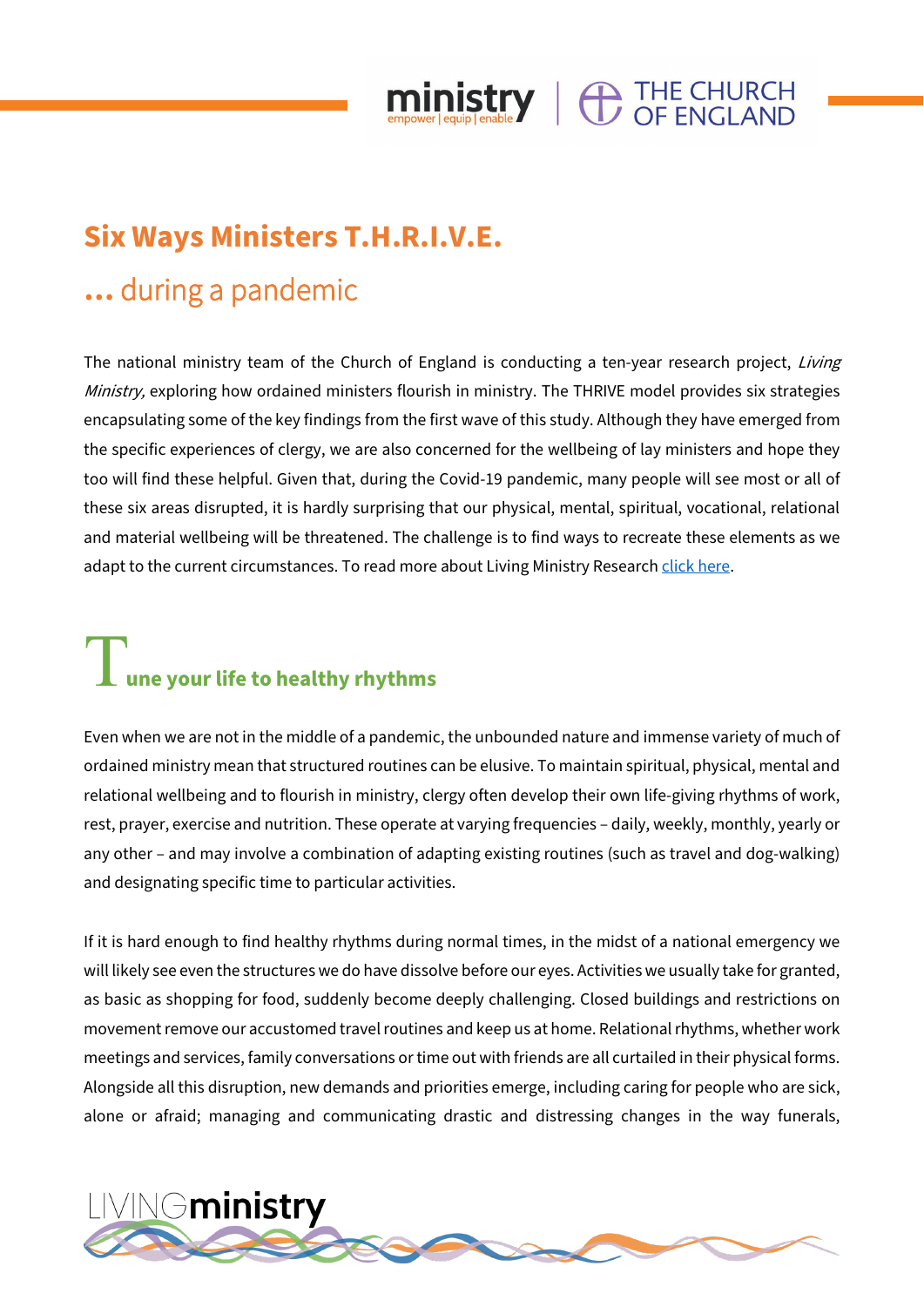# Six Ways Ministers T.H.R.I.V.E.

## … during a pandemic

The national ministry team of the Church of England is conducting a ten-year research project, *Living Ministry,* exploring how ordained ministers flourish in ministry. The THRIVE model provides six strategies encapsulating some of the key findings from the first wave of this study. Although they have emerged from the specific experiences of clergy, we are also concerned for the wellbeing of lay ministers and hope they too will find these helpful. Given that, during the Covid-19 pandemic, many people will see most or all of these six areas disrupted, it is hardly surprising that our physical, mental, spiritual, vocational, relational and material wellbeing will be threatened. The challenge is to find ways to recreate these elements as we adapt to the current circumstances. To read more about Living Ministry Research click here.

## Tune your life to healthy rhythms

Even when we are not in the middle of a pandemic, the unbounded nature and immense variety of much of ordained ministry mean that structured routines can be elusive. To maintain spiritual, physical, mental and relational wellbeing and to flourish in ministry, clergy often develop their own life-giving rhythms of work, rest, prayer, exercise and nutrition. These operate at varying frequencies – daily, weekly, monthly, yearly or any other – and may involve a combination of adapting existing routines (such as travel and dog-walking) and designating specific time to particular activities.

If it is hard enough to find healthy rhythms during normal times, in the midst of a national emergency we will likely see even the structures we do have dissolve before our eyes. Activities we usually take for granted, as basic as shopping for food, suddenly become deeply challenging. Closed buildings and restrictions on movement remove our accustomed travel routines and keep us at home. Relational rhythms, whether work meetings and services, family conversations or time out with friends are all curtailed in their physical forms. Alongside all this disruption, new demands and priorities emerge, including caring for people who are sick, alone or afraid; managing and communicating drastic and distressing changes in the way funerals,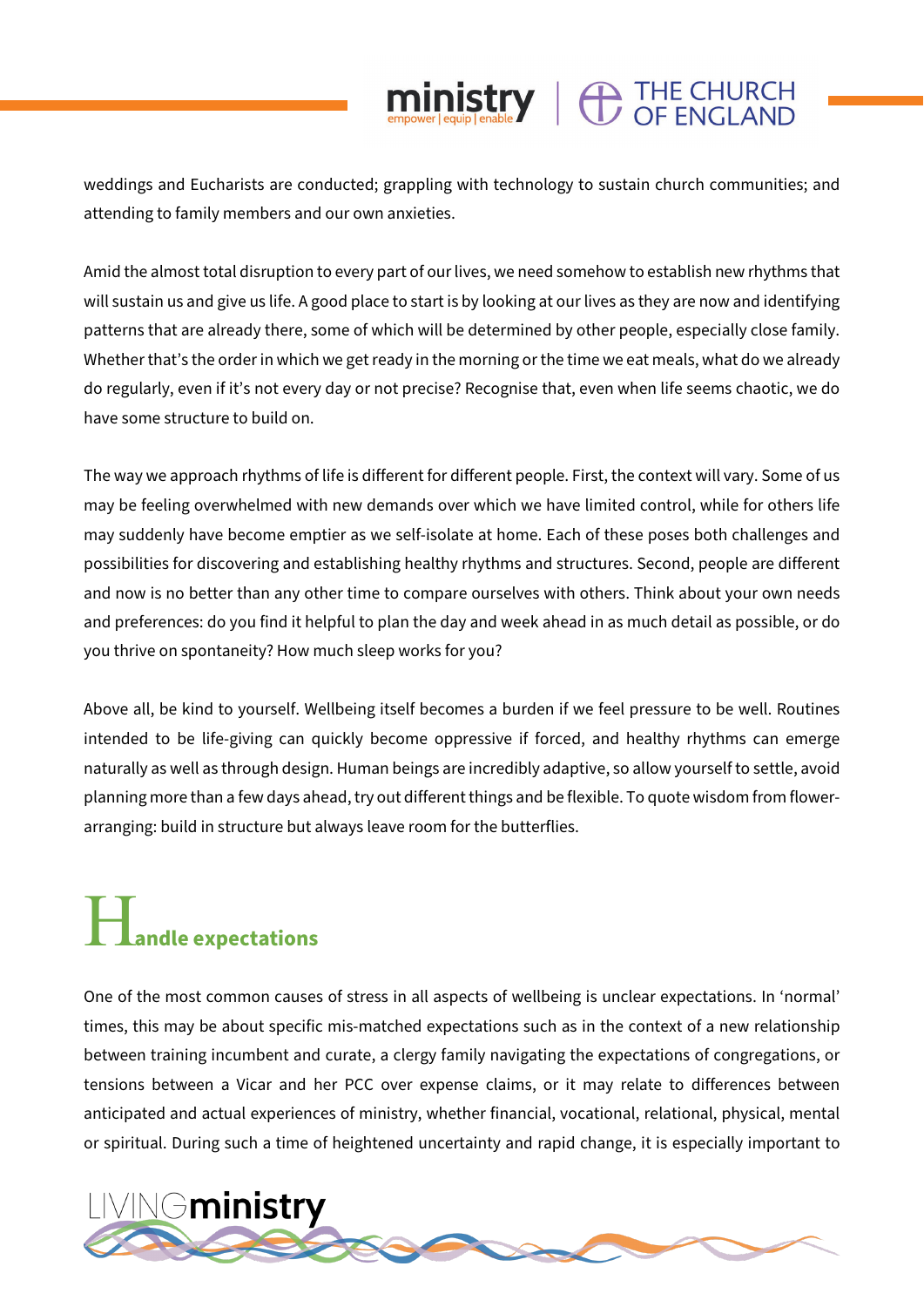weddings and Eucharists are conducted; grappling with technology to sustain church communities; and attending to family members and our own anxieties.

Amid the almost total disruption to every part of our lives, we need somehow to establish new rhythms that will sustain us and give us life. A good place to start is by looking at our lives as they are now and identifying patterns that are already there, some of which will be determined by other people, especially close family. Whether that's the order in which we get ready in the morning or the time we eat meals, what do we already do regularly, even if it's not every day or not precise? Recognise that, even when life seems chaotic, we do have some structure to build on.

The way we approach rhythms of life is different for different people. First, the context will vary. Some of us may be feeling overwhelmed with new demands over which we have limited control, while for others life may suddenly have become emptier as we self-isolate at home. Each of these poses both challenges and possibilities for discovering and establishing healthy rhythms and structures. Second, people are different and now is no better than any other time to compare ourselves with others. Think about your own needs and preferences: do you find it helpful to plan the day and week ahead in as much detail as possible, or do you thrive on spontaneity? How much sleep works for you?

Above all, be kind to yourself. Wellbeing itself becomes a burden if we feel pressure to be well. Routines intended to be life-giving can quickly become oppressive if forced, and healthy rhythms can emerge naturally as well as through design. Human beings are incredibly adaptive, so allow yourself to settle, avoid planning more than a few days ahead, try out different things and be flexible. To quote wisdom from flower-arranging: build in structure but always leave room for the butterflies.

## Handle expectations

One of the most common causes of stress in all aspects of wellbeing is unclear expectations. In 'normal' times, this may be about specific mis-matched expectations such as in the context of a new relationship between training incumbent and curate, a clergy family navigating the expectations of congregations, or tensions between a Vicar and her PCC over expense claims, or it may relate to differences between anticipated and actual experiences of ministry, whether financial, vocational, relational, physical, mental or spiritual. During such a time of heightened uncertainty and rapid change, it is especially important to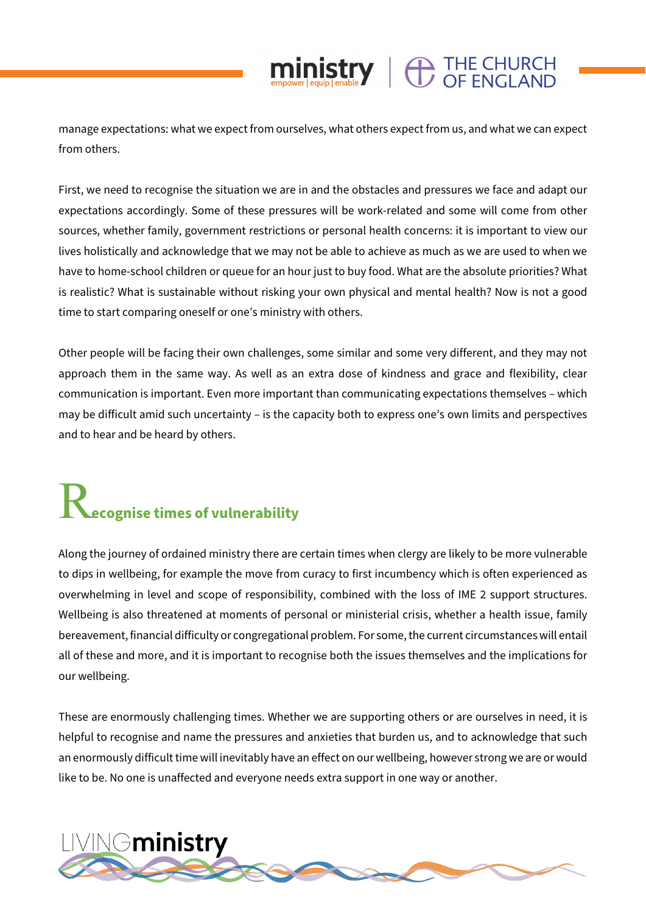manage expectations: what we expect from ourselves, what others expect from us, and what we can expect from others.

First, we need to recognise the situation we are in and the obstacles and pressures we face and adapt our expectations accordingly. Some of these pressures will be work-related and some will come from other sources, whether family, government restrictions or personal health concerns: it is important to view our lives holistically and acknowledge that we may not be able to achieve as much as we are used to when we have to home-school children or queue for an hour just to buy food. What are the absolute priorities? What is realistic? What is sustainable without risking your own physical and mental health? Now is not a good time to start comparing oneself or one's ministry with others.

Other people will be facing their own challenges, some similar and some very different, and they may not approach them in the same way. As well as an extra dose of kindness and grace and flexibility, clear communication is important. Even more important than communicating expectations themselves – which may be difficult amid such uncertainty – is the capacity both to express one's own limits and perspectives and to hear and be heard by others.

## Recognise times of vulnerability

Along the journey of ordained ministry there are certain times when clergy are likely to be more vulnerable to dips in wellbeing, for example the move from curacy to first incumbency which is often experienced as overwhelming in level and scope of responsibility, combined with the loss of IME 2 support structures. Wellbeing is also threatened at moments of personal or ministerial crisis, whether a health issue, family bereavement, financial difficulty or congregational problem. For some, the current circumstances will entail all of these and more, and it is important to recognise both the issues themselves and the implications for our wellbeing.

These are enormously challenging times. Whether we are supporting others or are ourselves in need, it is helpful to recognise and name the pressures and anxieties that burden us, and to acknowledge that such an enormously difficult time will inevitably have an effect on our wellbeing, however strong we are or would like to be. No one is unaffected and everyone needs extra support in one way or another.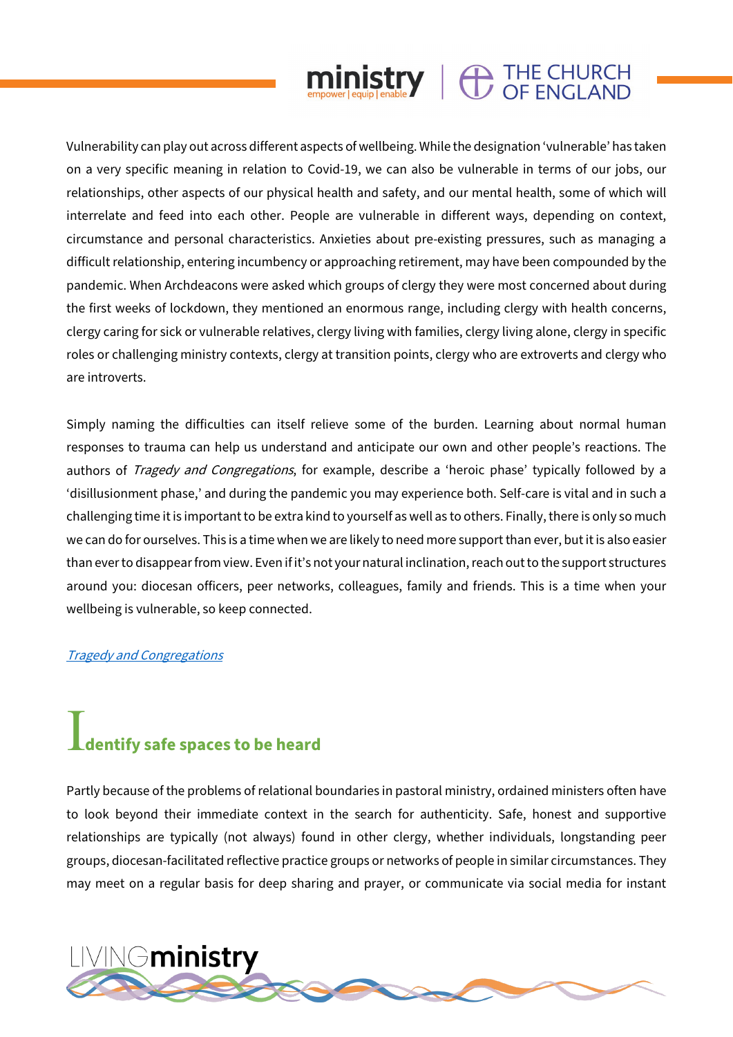Vulnerability can play out across different aspects of wellbeing. While the designation 'vulnerable' has taken on a very specific meaning in relation to Covid-19, we can also be vulnerable in terms of our jobs, our relationships, other aspects of our physical health and safety, and our mental health, some of which will interrelate and feed into each other. People are vulnerable in different ways, depending on context, circumstance and personal characteristics. Anxieties about pre-existing pressures, such as managing a difficult relationship, entering incumbency or approaching retirement, may have been compounded by the pandemic. When Archdeacons were asked which groups of clergy they were most concerned about during the first weeks of lockdown, they mentioned an enormous range, including clergy with health concerns, clergy caring for sick or vulnerable relatives, clergy living with families, clergy living alone, clergy in specific roles or challenging ministry contexts, clergy at transition points, clergy who are extroverts and clergy who are introverts.

Simply naming the difficulties can itself relieve some of the burden. Learning about normal human responses to trauma can help us understand and anticipate our own and other people's reactions. The authors of *Tragedy and Congregations*, for example, describe a 'heroic phase' typically followed by a 'disillusionment phase,' and during the pandemic you may experience both. Self-care is vital and in such a challenging time it is important to be extra kind to yourself as well as to others. Finally, there is only so much we can do for ourselves. This is a time when we are likely to need more support than ever, but it is also easier than ever to disappear from view. Even if it's not your natural inclination, reach out to the support structures around you: diocesan officers, peer networks, colleagues, family and friends. This is a time when your wellbeing is vulnerable, so keep connected.

*Tragedy and Congregations*

## Identify safe spaces to be heard

Partly because of the problems of relational boundaries in pastoral ministry, ordained ministers often have to look beyond their immediate context in the search for authenticity. Safe, honest and supportive relationships are typically (not always) found in other clergy, whether individuals, longstanding peer groups, diocesan-facilitated reflective practice groups or networks of people in similar circumstances. They may meet on a regular basis for deep sharing and prayer, or communicate via social media for instant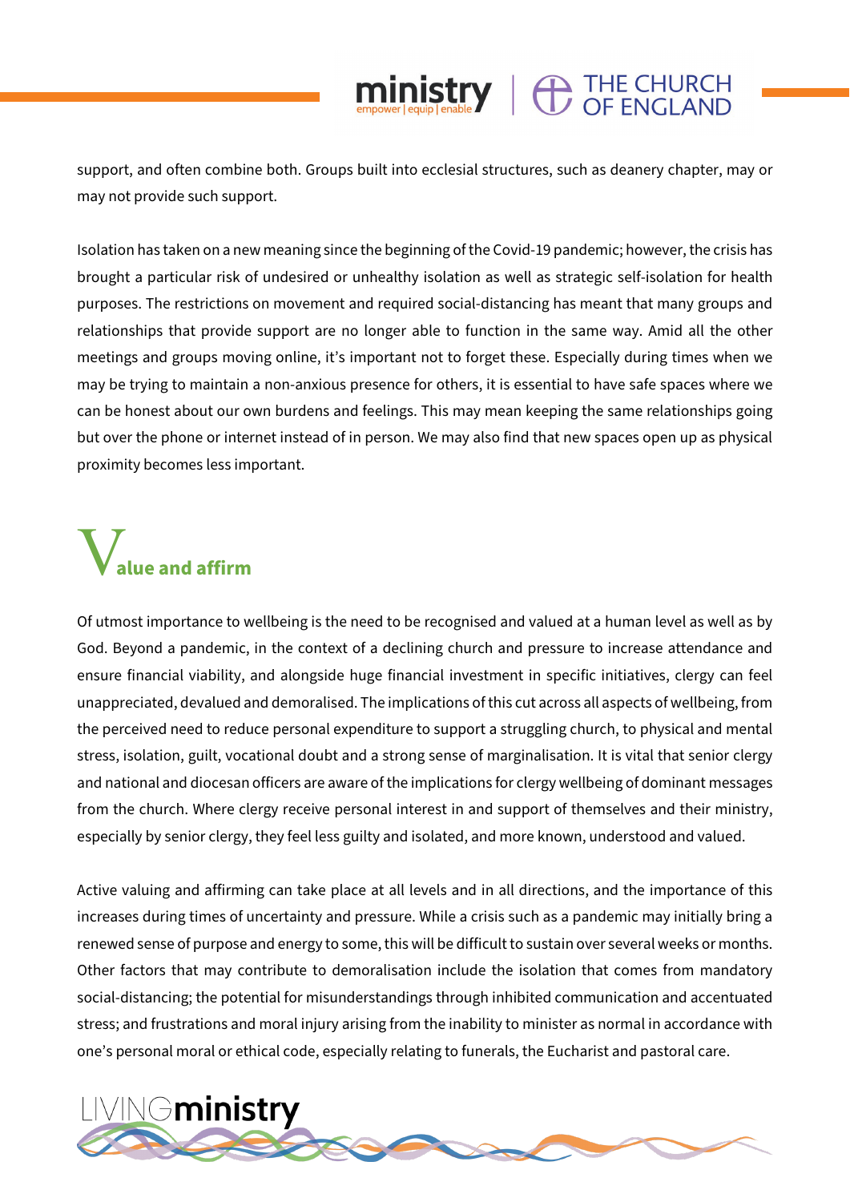support, and often combine both. Groups built into ecclesial structures, such as deanery chapter, may or may not provide such support.

Isolation has taken on a new meaning since the beginning of the Covid-19 pandemic; however, the crisis has brought a particular risk of undesired or unhealthy isolation as well as strategic self-isolation for health purposes. The restrictions on movement and required social-distancing has meant that many groups and relationships that provide support are no longer able to function in the same way. Amid all the other meetings and groups moving online, it's important not to forget these. Especially during times when we may be trying to maintain a non-anxious presence for others, it is essential to have safe spaces where we can be honest about our own burdens and feelings. This may mean keeping the same relationships going but over the phone or internet instead of in person. We may also find that new spaces open up as physical proximity becomes less important.

## Value and affirm

Of utmost importance to wellbeing is the need to be recognised and valued at a human level as well as by God. Beyond a pandemic, in the context of a declining church and pressure to increase attendance and ensure financial viability, and alongside huge financial investment in specific initiatives, clergy can feel unappreciated, devalued and demoralised. The implications of this cut across all aspects of wellbeing, from the perceived need to reduce personal expenditure to support a struggling church, to physical and mental stress, isolation, guilt, vocational doubt and a strong sense of marginalisation. It is vital that senior clergy and national and diocesan officers are aware of the implications for clergy wellbeing of dominant messages from the church. Where clergy receive personal interest in and support of themselves and their ministry, especially by senior clergy, they feel less guilty and isolated, and more known, understood and valued.

Active valuing and affirming can take place at all levels and in all directions, and the importance of this increases during times of uncertainty and pressure. While a crisis such as a pandemic may initially bring a renewed sense of purpose and energy to some, this will be difficult to sustain over several weeks or months. Other factors that may contribute to demoralisation include the isolation that comes from mandatory social-distancing; the potential for misunderstandings through inhibited communication and accentuated stress; and frustrations and moral injury arising from the inability to minister as normal in accordance with one's personal moral or ethical code, especially relating to funerals, the Eucharist and pastoral care.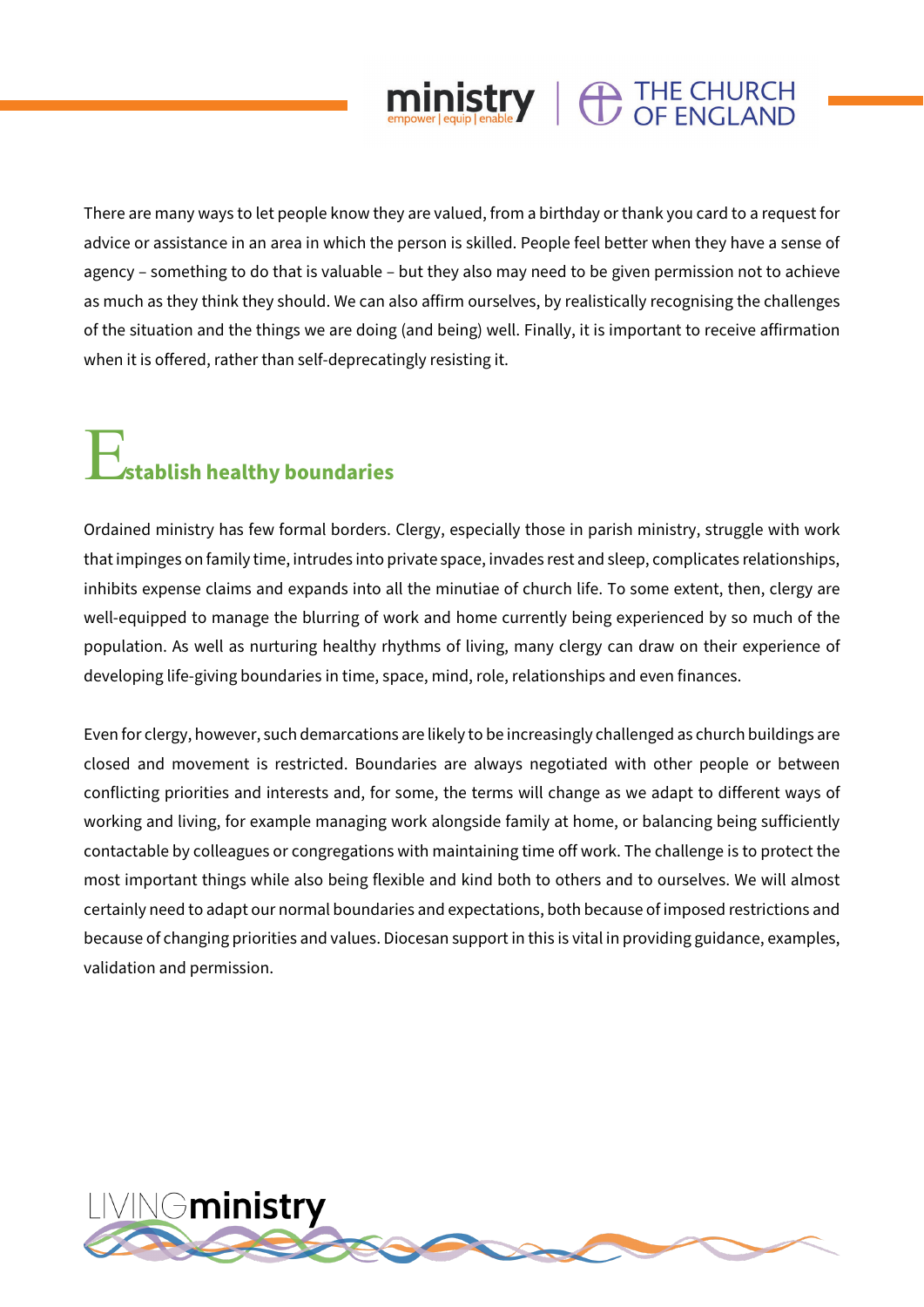There are many ways to let people know they are valued, from a birthday or thank you card to a request for advice or assistance in an area in which the person is skilled. People feel better when they have a sense of agency – something to do that is valuable – but they also may need to be given permission not to achieve as much as they think they should. We can also affirm ourselves, by realistically recognising the challenges of the situation and the things we are doing (and being) well. Finally, it is important to receive affirmation when it is offered, rather than self-deprecatingly resisting it.

## Establish healthy boundaries

Ordained ministry has few formal borders. Clergy, especially those in parish ministry, struggle with work that impinges on family time, intrudes into private space, invades rest and sleep, complicates relationships, inhibits expense claims and expands into all the minutiae of church life. To some extent, then, clergy are well-equipped to manage the blurring of work and home currently being experienced by so much of the population. As well as nurturing healthy rhythms of living, many clergy can draw on their experience of developing life-giving boundaries in time, space, mind, role, relationships and even finances.

Even for clergy, however, such demarcations are likely to be increasingly challenged as church buildings are closed and movement is restricted. Boundaries are always negotiated with other people or between conflicting priorities and interests and, for some, the terms will change as we adapt to different ways of working and living, for example managing work alongside family at home, or balancing being sufficiently contactable by colleagues or congregations with maintaining time off work. The challenge is to protect the most important things while also being flexible and kind both to others and to ourselves. We will almost certainly need to adapt our normal boundaries and expectations, both because of imposed restrictions and because of changing priorities and values. Diocesan support in this is vital in providing guidance, examples, validation and permission.